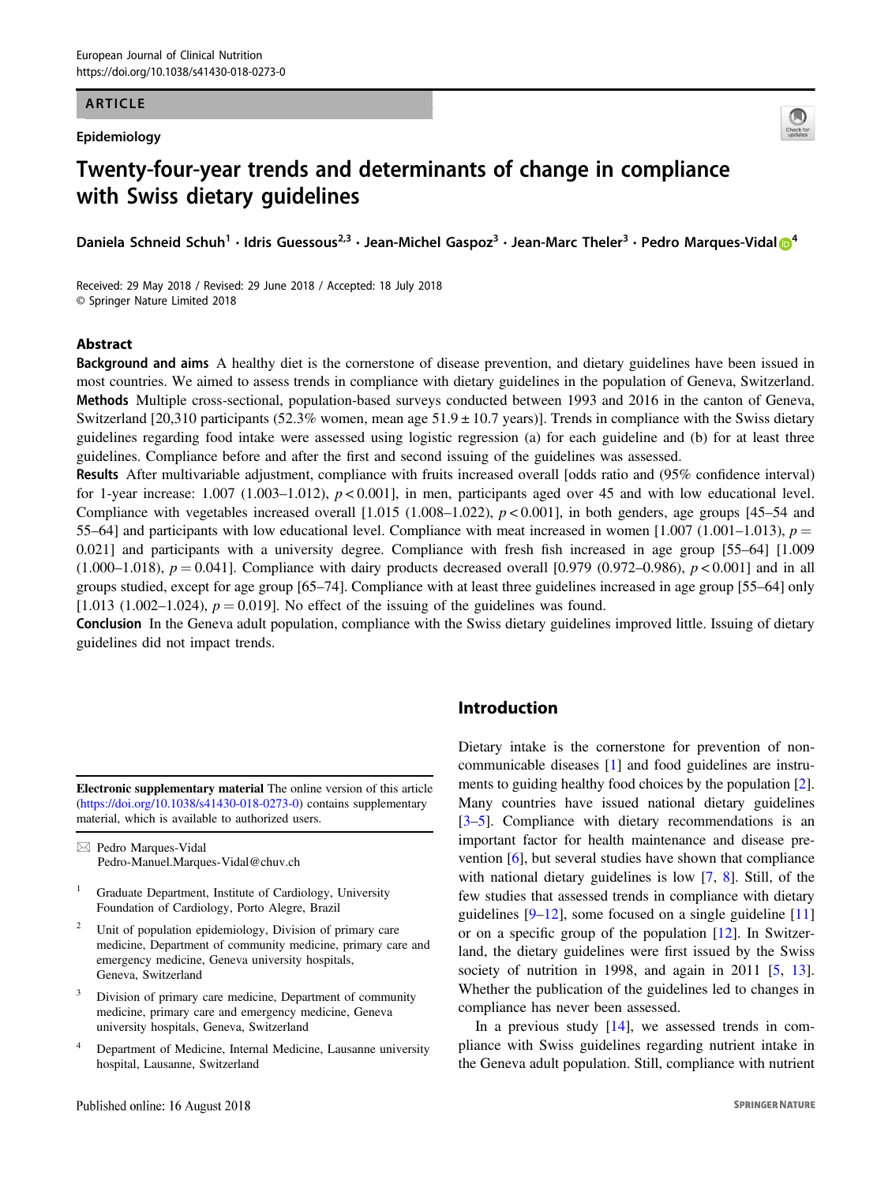ARTICLE

Epidemiology

# Twenty-four-year trends and determinants of change in compliance with Swiss dietary guidelines

Daniela Schneid Schuh[1] · Idris Guessous[2,3] · Jean-Michel Gaspoz[3] · Jean-Marc Theler[3] · Pedro Marques-Vidal[4]

Received: 29 May 2018 / Revised: 29 June 2018 / Accepted: 18 July 2018
© Springer Nature Limited 2018

## Abstract

**Background and aims** A healthy diet is the cornerstone of disease prevention, and dietary guidelines have been issued in most countries. We aimed to assess trends in compliance with dietary guidelines in the population of Geneva, Switzerland.

**Methods** Multiple cross-sectional, population-based surveys conducted between 1993 and 2016 in the canton of Geneva, Switzerland [20,310 participants (52.3% women, mean age 51.9 ± 10.7 years)]. Trends in compliance with the Swiss dietary guidelines regarding food intake were assessed using logistic regression (a) for each guideline and (b) for at least three guidelines. Compliance before and after the first and second issuing of the guidelines was assessed.

**Results** After multivariable adjustment, compliance with fruits increased overall [odds ratio and (95% confidence interval) for 1-year increase: 1.007 (1.003–1.012), $p < 0.001$], in men, participants aged over 45 and with low educational level. Compliance with vegetables increased overall [1.015 (1.008–1.022), $p < 0.001$], in both genders, age groups [45–54 and 55–64] and participants with low educational level. Compliance with meat increased in women [1.007 (1.001–1.013), $p = 0.021$] and participants with a university degree. Compliance with fresh fish increased in age group [55–64] [1.009 (1.000–1.018), $p = 0.041$]. Compliance with dairy products decreased overall [0.979 (0.972–0.986), $p < 0.001$] and in all groups studied, except for age group [65–74]. Compliance with at least three guidelines increased in age group [55–64] only [1.013 (1.002–1.024), $p = 0.019$]. No effect of the issuing of the guidelines was found.

**Conclusion** In the Geneva adult population, compliance with the Swiss dietary guidelines improved little. Issuing of dietary guidelines did not impact trends.

## Introduction

Dietary intake is the cornerstone for prevention of non-communicable diseases [1] and food guidelines are instruments to guiding healthy food choices by the population [2]. Many countries have issued national dietary guidelines [3–5]. Compliance with dietary recommendations is an important factor for health maintenance and disease prevention [6], but several studies have shown that compliance with national dietary guidelines is low [7, 8]. Still, of the few studies that assessed trends in compliance with dietary guidelines [9–12], some focused on a single guideline [11] or on a specific group of the population [12]. In Switzerland, the dietary guidelines were first issued by the Swiss society of nutrition in 1998, and again in 2011 [5, 13]. Whether the publication of the guidelines led to changes in compliance has never been assessed.

In a previous study [14], we assessed trends in compliance with Swiss guidelines regarding nutrient intake in the Geneva adult population. Still, compliance with nutrient

---

**Electronic supplementary material** The online version of this article (https://doi.org/10.1038/s41430-018-0273-0) contains supplementary material, which is available to authorized users.

✉ Pedro Marques-Vidal
Pedro-Manuel.Marques-Vidal@chuv.ch

1. Graduate Department, Institute of Cardiology, University Foundation of Cardiology, Porto Alegre, Brazil
2. Unit of population epidemiology, Division of primary care medicine, Department of community medicine, primary care and emergency medicine, Geneva university hospitals, Geneva, Switzerland
3. Division of primary care medicine, Department of community medicine, primary care and emergency medicine, Geneva university hospitals, Geneva, Switzerland
4. Department of Medicine, Internal Medicine, Lausanne university hospital, Lausanne, Switzerland

Published online: 16 August 2018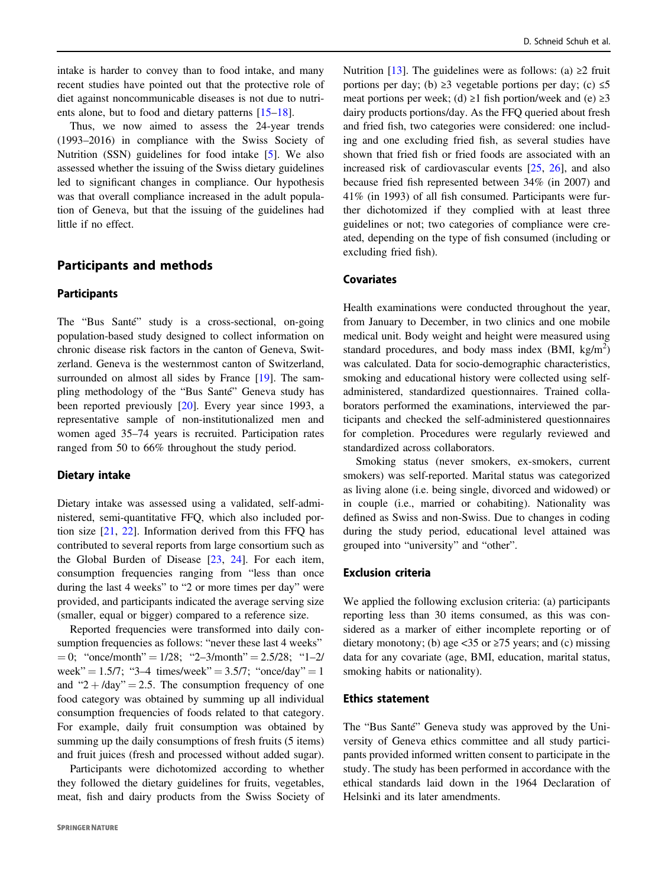intake is harder to convey than to food intake, and many recent studies have pointed out that the protective role of diet against noncommunicable diseases is not due to nutrients alone, but to food and dietary patterns [15–18].

Thus, we now aimed to assess the 24-year trends (1993–2016) in compliance with the Swiss Society of Nutrition (SSN) guidelines for food intake [5]. We also assessed whether the issuing of the Swiss dietary guidelines led to significant changes in compliance. Our hypothesis was that overall compliance increased in the adult population of Geneva, but that the issuing of the guidelines had little if no effect.

## Participants and methods

### Participants

The "Bus Santé" study is a cross-sectional, on-going population-based study designed to collect information on chronic disease risk factors in the canton of Geneva, Switzerland. Geneva is the westernmost canton of Switzerland, surrounded on almost all sides by France [19]. The sampling methodology of the "Bus Santé" Geneva study has been reported previously [20]. Every year since 1993, a representative sample of non-institutionalized men and women aged 35–74 years is recruited. Participation rates ranged from 50 to 66% throughout the study period.

### Dietary intake

Dietary intake was assessed using a validated, self-administered, semi-quantitative FFQ, which also included portion size [21, 22]. Information derived from this FFQ has contributed to several reports from large consortium such as the Global Burden of Disease [23, 24]. For each item, consumption frequencies ranging from "less than once during the last 4 weeks" to "2 or more times per day" were provided, and participants indicated the average serving size (smaller, equal or bigger) compared to a reference size.

Reported frequencies were transformed into daily consumption frequencies as follows: "never these last 4 weeks" = 0; "once/month" = 1/28; "2–3/month" = 2.5/28; "1–2/week" = 1.5/7; "3–4 times/week" = 3.5/7; "once/day" = 1 and "2 + /day" = 2.5. The consumption frequency of one food category was obtained by summing up all individual consumption frequencies of foods related to that category. For example, daily fruit consumption was obtained by summing up the daily consumptions of fresh fruits (5 items) and fruit juices (fresh and processed without added sugar).

Participants were dichotomized according to whether they followed the dietary guidelines for fruits, vegetables, meat, fish and dairy products from the Swiss Society of Nutrition [13]. The guidelines were as follows: (a) ≥2 fruit portions per day; (b) ≥3 vegetable portions per day; (c) ≤5 meat portions per week; (d) ≥1 fish portion/week and (e) ≥3 dairy products portions/day. As the FFQ queried about fresh and fried fish, two categories were considered: one including and one excluding fried fish, as several studies have shown that fried fish or fried foods are associated with an increased risk of cardiovascular events [25, 26], and also because fried fish represented between 34% (in 2007) and 41% (in 1993) of all fish consumed. Participants were further dichotomized if they complied with at least three guidelines or not; two categories of compliance were created, depending on the type of fish consumed (including or excluding fried fish).

### Covariates

Health examinations were conducted throughout the year, from January to December, in two clinics and one mobile medical unit. Body weight and height were measured using standard procedures, and body mass index (BMI, kg/m$^2$) was calculated. Data for socio-demographic characteristics, smoking and educational history were collected using self-administered, standardized questionnaires. Trained collaborators performed the examinations, interviewed the participants and checked the self-administered questionnaires for completion. Procedures were regularly reviewed and standardized across collaborators.

Smoking status (never smokers, ex-smokers, current smokers) was self-reported. Marital status was categorized as living alone (i.e. being single, divorced and widowed) or in couple (i.e., married or cohabiting). Nationality was defined as Swiss and non-Swiss. Due to changes in coding during the study period, educational level attained was grouped into "university" and "other".

### Exclusion criteria

We applied the following exclusion criteria: (a) participants reporting less than 30 items consumed, as this was considered as a marker of either incomplete reporting or of dietary monotony; (b) age <35 or ≥75 years; and (c) missing data for any covariate (age, BMI, education, marital status, smoking habits or nationality).

### Ethics statement

The "Bus Santé" Geneva study was approved by the University of Geneva ethics committee and all study participants provided informed written consent to participate in the study. The study has been performed in accordance with the ethical standards laid down in the 1964 Declaration of Helsinki and its later amendments.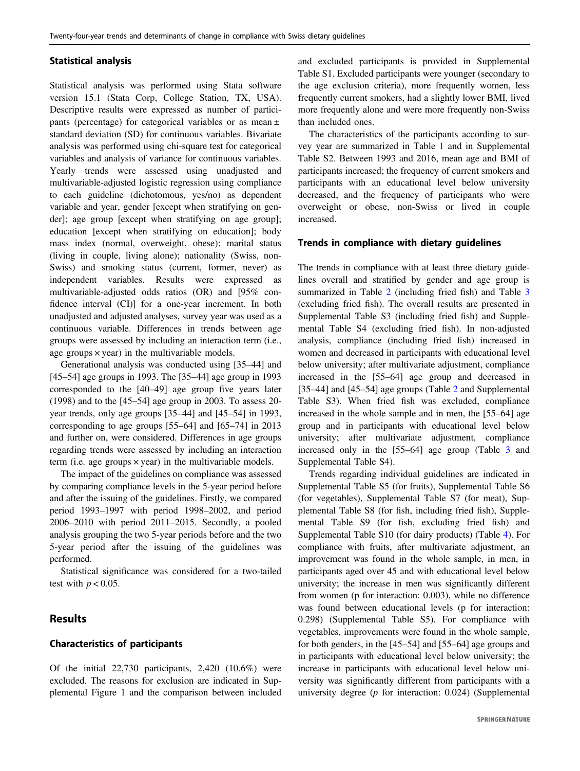### Statistical analysis

Statistical analysis was performed using Stata software version 15.1 (Stata Corp, College Station, TX, USA). Descriptive results were expressed as number of participants (percentage) for categorical variables or as mean ± standard deviation (SD) for continuous variables. Bivariate analysis was performed using chi-square test for categorical variables and analysis of variance for continuous variables. Yearly trends were assessed using unadjusted and multivariable-adjusted logistic regression using compliance to each guideline (dichotomous, yes/no) as dependent variable and year, gender [except when stratifying on gender]; age group [except when stratifying on age group]; education [except when stratifying on education]; body mass index (normal, overweight, obese); marital status (living in couple, living alone); nationality (Swiss, non-Swiss) and smoking status (current, former, never) as independent variables. Results were expressed as multivariable-adjusted odds ratios (OR) and [95% confidence interval (CI)] for a one-year increment. In both unadjusted and adjusted analyses, survey year was used as a continuous variable. Differences in trends between age groups were assessed by including an interaction term (i.e., age groups × year) in the multivariable models.

Generational analysis was conducted using [35–44] and [45–54] age groups in 1993. The [35–44] age group in 1993 corresponded to the [40–49] age group five years later (1998) and to the [45–54] age group in 2003. To assess 20-year trends, only age groups [35–44] and [45–54] in 1993, corresponding to age groups [55–64] and [65–74] in 2013 and further on, were considered. Differences in age groups regarding trends were assessed by including an interaction term (i.e. age groups × year) in the multivariable models.

The impact of the guidelines on compliance was assessed by comparing compliance levels in the 5-year period before and after the issuing of the guidelines. Firstly, we compared period 1993–1997 with period 1998–2002, and period 2006–2010 with period 2011–2015. Secondly, a pooled analysis grouping the two 5-year periods before and the two 5-year period after the issuing of the guidelines was performed.

Statistical significance was considered for a two-tailed test with $p < 0.05$.

## Results

### Characteristics of participants

Of the initial 22,730 participants, 2,420 (10.6%) were excluded. The reasons for exclusion are indicated in Supplemental Figure 1 and the comparison between included and excluded participants is provided in Supplemental Table S1. Excluded participants were younger (secondary to the age exclusion criteria), more frequently women, less frequently current smokers, had a slightly lower BMI, lived more frequently alone and were more frequently non-Swiss than included ones.

The characteristics of the participants according to survey year are summarized in Table 1 and in Supplemental Table S2. Between 1993 and 2016, mean age and BMI of participants increased; the frequency of current smokers and participants with an educational level below university decreased, and the frequency of participants who were overweight or obese, non-Swiss or lived in couple increased.

### Trends in compliance with dietary guidelines

The trends in compliance with at least three dietary guidelines overall and stratified by gender and age group is summarized in Table 2 (including fried fish) and Table 3 (excluding fried fish). The overall results are presented in Supplemental Table S3 (including fried fish) and Supplemental Table S4 (excluding fried fish). In non-adjusted analysis, compliance (including fried fish) increased in women and decreased in participants with educational level below university; after multivariate adjustment, compliance increased in the [55–64] age group and decreased in [35–44] and [45–54] age groups (Table 2 and Supplemental Table S3). When fried fish was excluded, compliance increased in the whole sample and in men, the [55–64] age group and in participants with educational level below university; after multivariate adjustment, compliance increased only in the [55–64] age group (Table 3 and Supplemental Table S4).

Trends regarding individual guidelines are indicated in Supplemental Table S5 (for fruits), Supplemental Table S6 (for vegetables), Supplemental Table S7 (for meat), Supplemental Table S8 (for fish, including fried fish), Supplemental Table S9 (for fish, excluding fried fish) and Supplemental Table S10 (for dairy products) (Table 4). For compliance with fruits, after multivariate adjustment, an improvement was found in the whole sample, in men, in participants aged over 45 and with educational level below university; the increase in men was significantly different from women (p for interaction: 0.003), while no difference was found between educational levels (p for interaction: 0.298) (Supplemental Table S5). For compliance with vegetables, improvements were found in the whole sample, for both genders, in the [45–54] and [55–64] age groups and in participants with educational level below university; the increase in participants with educational level below university was significantly different from participants with a university degree (*p* for interaction: 0.024) (Supplemental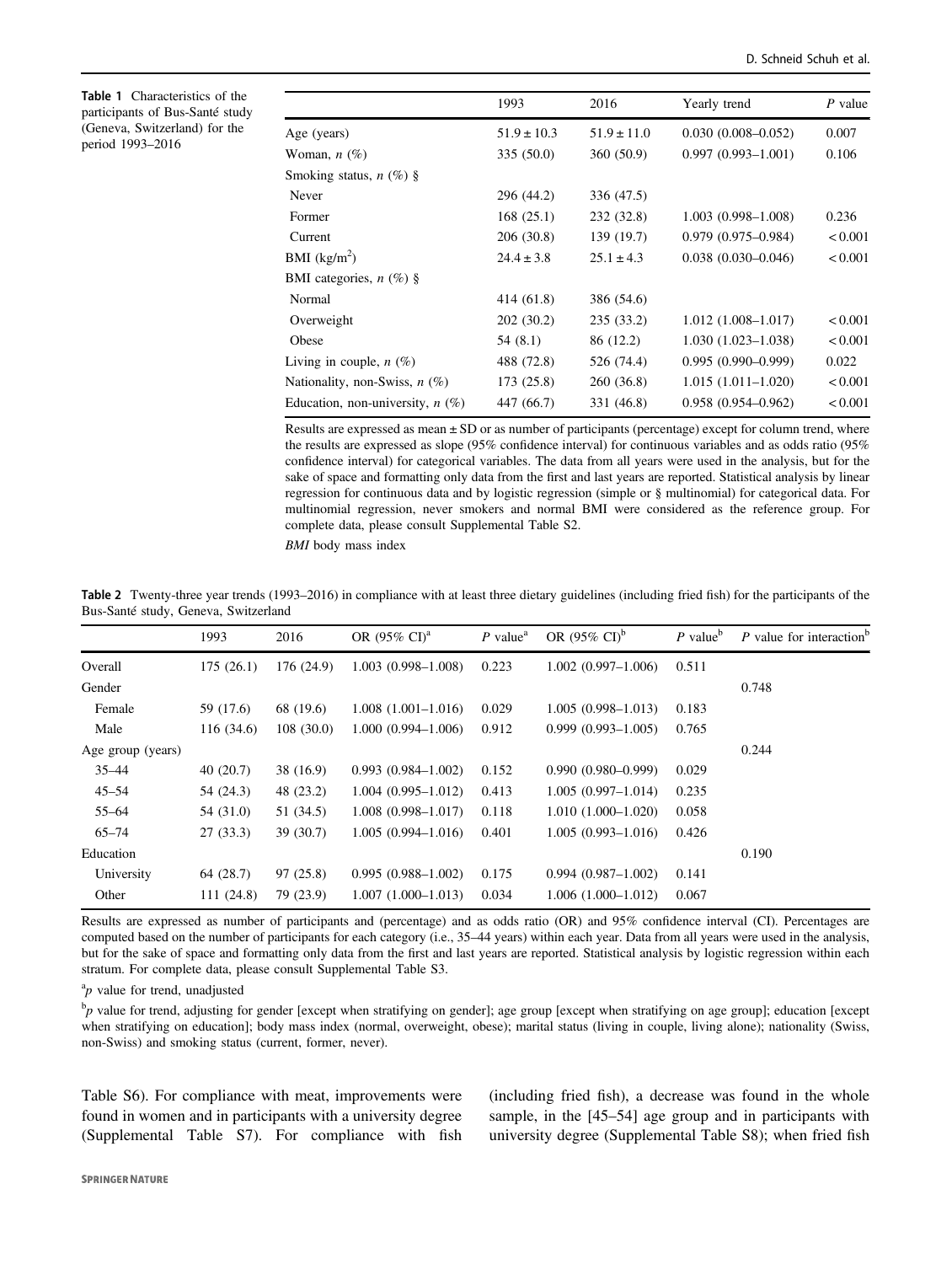**Table 1** Characteristics of the participants of Bus-Santé study (Geneva, Switzerland) for the period 1993–2016

| | 1993 | 2016 | Yearly trend | *P* value |
|---|---|---|---|---|
| Age (years) | 51.9 ± 10.3 | 51.9 ± 11.0 | 0.030 (0.008–0.052) | 0.007 |
| Woman, *n* (%) | 335 (50.0) | 360 (50.9) | 0.997 (0.993–1.001) | 0.106 |
| Smoking status, *n* (%) § | | | | |
| Never | 296 (44.2) | 336 (47.5) | | |
| Former | 168 (25.1) | 232 (32.8) | 1.003 (0.998–1.008) | 0.236 |
| Current | 206 (30.8) | 139 (19.7) | 0.979 (0.975–0.984) | < 0.001 |
| BMI (kg/m$^2$) | 24.4 ± 3.8 | 25.1 ± 4.3 | 0.038 (0.030–0.046) | < 0.001 |
| BMI categories, *n* (%) § | | | | |
| Normal | 414 (61.8) | 386 (54.6) | | |
| Overweight | 202 (30.2) | 235 (33.2) | 1.012 (1.008–1.017) | < 0.001 |
| Obese | 54 (8.1) | 86 (12.2) | 1.030 (1.023–1.038) | < 0.001 |
| Living in couple, *n* (%) | 488 (72.8) | 526 (74.4) | 0.995 (0.990–0.999) | 0.022 |
| Nationality, non-Swiss, *n* (%) | 173 (25.8) | 260 (36.8) | 1.015 (1.011–1.020) | < 0.001 |
| Education, non-university, *n* (%) | 447 (66.7) | 331 (46.8) | 0.958 (0.954–0.962) | < 0.001 |

Results are expressed as mean ± SD or as number of participants (percentage) except for column trend, where the results are expressed as slope (95% confidence interval) for continuous variables and as odds ratio (95% confidence interval) for categorical variables. The data from all years were used in the analysis, but for the sake of space and formatting only data from the first and last years are reported. Statistical analysis by linear regression for continuous data and by logistic regression (simple or § multinomial) for categorical data. For multinomial regression, never smokers and normal BMI were considered as the reference group. For complete data, please consult Supplemental Table S2.

*BMI* body mass index

**Table 2** Twenty-three year trends (1993–2016) in compliance with at least three dietary guidelines (including fried fish) for the participants of the Bus-Santé study, Geneva, Switzerland

| | 1993 | 2016 | OR (95% CI)[a] | *P* value[a] | OR (95% CI)[b] | *P* value[b] | *P* value for interaction[b] |
|---|---|---|---|---|---|---|---|
| Overall | 175 (26.1) | 176 (24.9) | 1.003 (0.998–1.008) | 0.223 | 1.002 (0.997–1.006) | 0.511 | |
| Gender | | | | | | | 0.748 |
| Female | 59 (17.6) | 68 (19.6) | 1.008 (1.001–1.016) | 0.029 | 1.005 (0.998–1.013) | 0.183 | |
| Male | 116 (34.6) | 108 (30.0) | 1.000 (0.994–1.006) | 0.912 | 0.999 (0.993–1.005) | 0.765 | |
| Age group (years) | | | | | | | 0.244 |
| 35–44 | 40 (20.7) | 38 (16.9) | 0.993 (0.984–1.002) | 0.152 | 0.990 (0.980–0.999) | 0.029 | |
| 45–54 | 54 (24.3) | 48 (23.2) | 1.004 (0.995–1.012) | 0.413 | 1.005 (0.997–1.014) | 0.235 | |
| 55–64 | 54 (31.0) | 51 (34.5) | 1.008 (0.998–1.017) | 0.118 | 1.010 (1.000–1.020) | 0.058 | |
| 65–74 | 27 (33.3) | 39 (30.7) | 1.005 (0.994–1.016) | 0.401 | 1.005 (0.993–1.016) | 0.426 | |
| Education | | | | | | | 0.190 |
| University | 64 (28.7) | 97 (25.8) | 0.995 (0.988–1.002) | 0.175 | 0.994 (0.987–1.002) | 0.141 | |
| Other | 111 (24.8) | 79 (23.9) | 1.007 (1.000–1.013) | 0.034 | 1.006 (1.000–1.012) | 0.067 | |

Results are expressed as number of participants and (percentage) and as odds ratio (OR) and 95% confidence interval (CI). Percentages are computed based on the number of participants for each category (i.e., 35–44 years) within each year. Data from all years were used in the analysis, but for the sake of space and formatting only data from the first and last years are reported. Statistical analysis by logistic regression within each stratum. For complete data, please consult Supplemental Table S3.

[a] *p* value for trend, unadjusted

[b] *p* value for trend, adjusting for gender [except when stratifying on gender]; age group [except when stratifying on age group]; education [except when stratifying on education]; body mass index (normal, overweight, obese); marital status (living in couple, living alone); nationality (Swiss, non-Swiss) and smoking status (current, former, never).

Table S6). For compliance with meat, improvements were found in women and in participants with a university degree (Supplemental Table S7). For compliance with fish (including fried fish), a decrease was found in the whole sample, in the [45–54] age group and in participants with university degree (Supplemental Table S8); when fried fish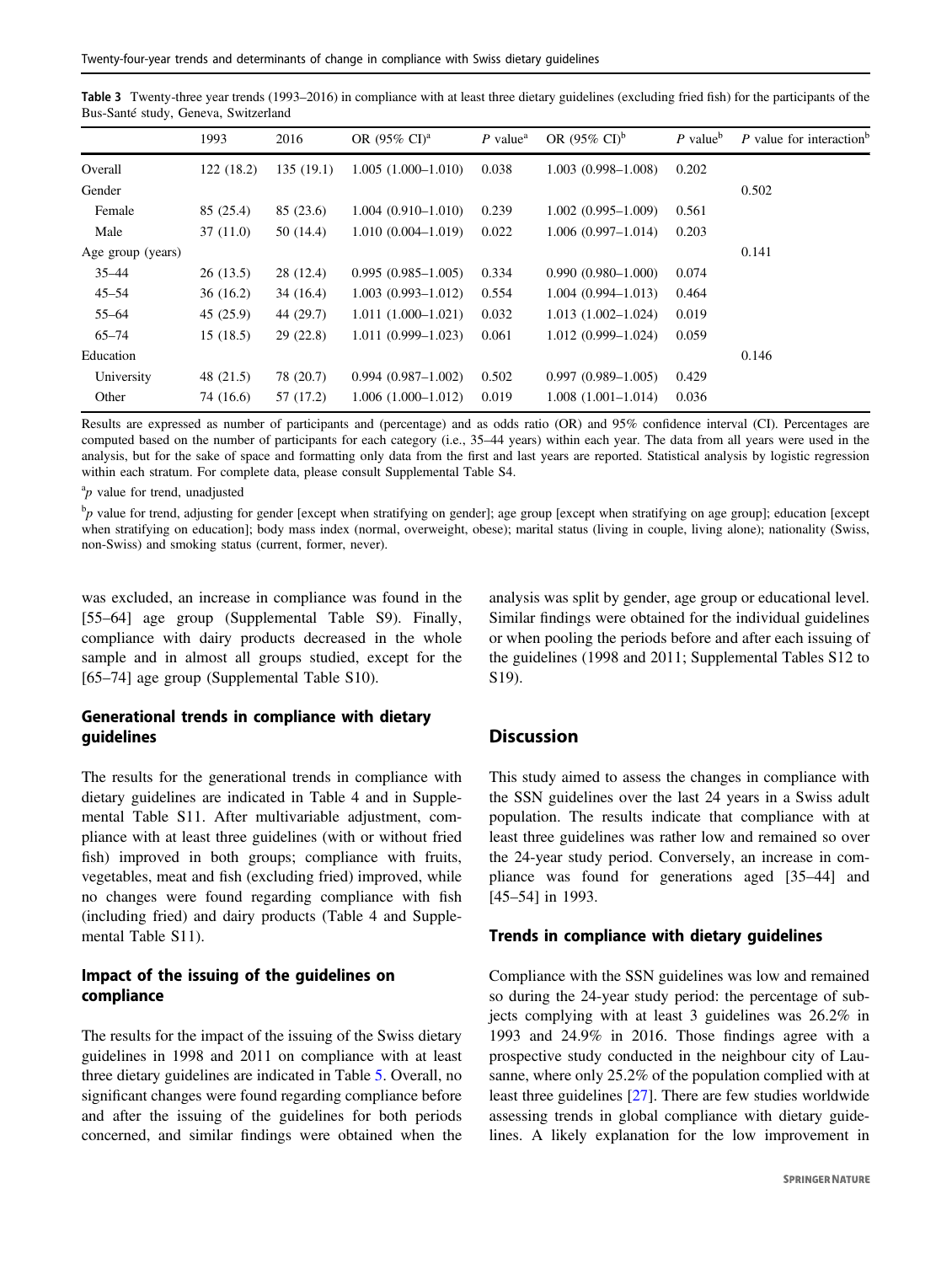**Table 3** Twenty-three year trends (1993–2016) in compliance with at least three dietary guidelines (excluding fried fish) for the participants of the Bus-Santé study, Geneva, Switzerland

| | 1993 | 2016 | OR (95% CI)[a] | *P* value[a] | OR (95% CI)[b] | *P* value[b] | *P* value for interaction[b] |
|---|---|---|---|---|---|---|---|
| Overall | 122 (18.2) | 135 (19.1) | 1.005 (1.000–1.010) | 0.038 | 1.003 (0.998–1.008) | 0.202 | |
| Gender | | | | | | | 0.502 |
| Female | 85 (25.4) | 85 (23.6) | 1.004 (0.910–1.010) | 0.239 | 1.002 (0.995–1.009) | 0.561 | |
| Male | 37 (11.0) | 50 (14.4) | 1.010 (0.004–1.019) | 0.022 | 1.006 (0.997–1.014) | 0.203 | |
| Age group (years) | | | | | | | 0.141 |
| 35–44 | 26 (13.5) | 28 (12.4) | 0.995 (0.985–1.005) | 0.334 | 0.990 (0.980–1.000) | 0.074 | |
| 45–54 | 36 (16.2) | 34 (16.4) | 1.003 (0.993–1.012) | 0.554 | 1.004 (0.994–1.013) | 0.464 | |
| 55–64 | 45 (25.9) | 44 (29.7) | 1.011 (1.000–1.021) | 0.032 | 1.013 (1.002–1.024) | 0.019 | |
| 65–74 | 15 (18.5) | 29 (22.8) | 1.011 (0.999–1.023) | 0.061 | 1.012 (0.999–1.024) | 0.059 | |
| Education | | | | | | | 0.146 |
| University | 48 (21.5) | 78 (20.7) | 0.994 (0.987–1.002) | 0.502 | 0.997 (0.989–1.005) | 0.429 | |
| Other | 74 (16.6) | 57 (17.2) | 1.006 (1.000–1.012) | 0.019 | 1.008 (1.001–1.014) | 0.036 | |

Results are expressed as number of participants and (percentage) and as odds ratio (OR) and 95% confidence interval (CI). Percentages are computed based on the number of participants for each category (i.e., 35–44 years) within each year. The data from all years were used in the analysis, but for the sake of space and formatting only data from the first and last years are reported. Statistical analysis by logistic regression within each stratum. For complete data, please consult Supplemental Table S4.

[a]*p* value for trend, unadjusted

[b]*p* value for trend, adjusting for gender [except when stratifying on gender]; age group [except when stratifying on age group]; education [except when stratifying on education]; body mass index (normal, overweight, obese); marital status (living in couple, living alone); nationality (Swiss, non-Swiss) and smoking status (current, former, never).

was excluded, an increase in compliance was found in the [55–64] age group (Supplemental Table S9). Finally, compliance with dairy products decreased in the whole sample and in almost all groups studied, except for the [65–74] age group (Supplemental Table S10).

### Generational trends in compliance with dietary guidelines

The results for the generational trends in compliance with dietary guidelines are indicated in Table 4 and in Supplemental Table S11. After multivariable adjustment, compliance with at least three guidelines (with or without fried fish) improved in both groups; compliance with fruits, vegetables, meat and fish (excluding fried) improved, while no changes were found regarding compliance with fish (including fried) and dairy products (Table 4 and Supplemental Table S11).

### Impact of the issuing of the guidelines on compliance

The results for the impact of the issuing of the Swiss dietary guidelines in 1998 and 2011 on compliance with at least three dietary guidelines are indicated in Table 5. Overall, no significant changes were found regarding compliance before and after the issuing of the guidelines for both periods concerned, and similar findings were obtained when the analysis was split by gender, age group or educational level. Similar findings were obtained for the individual guidelines or when pooling the periods before and after each issuing of the guidelines (1998 and 2011; Supplemental Tables S12 to S19).

## Discussion

This study aimed to assess the changes in compliance with the SSN guidelines over the last 24 years in a Swiss adult population. The results indicate that compliance with at least three guidelines was rather low and remained so over the 24-year study period. Conversely, an increase in compliance was found for generations aged [35–44] and [45–54] in 1993.

### Trends in compliance with dietary guidelines

Compliance with the SSN guidelines was low and remained so during the 24-year study period: the percentage of subjects complying with at least 3 guidelines was 26.2% in 1993 and 24.9% in 2016. Those findings agree with a prospective study conducted in the neighbour city of Lausanne, where only 25.2% of the population complied with at least three guidelines [27]. There are few studies worldwide assessing trends in global compliance with dietary guidelines. A likely explanation for the low improvement in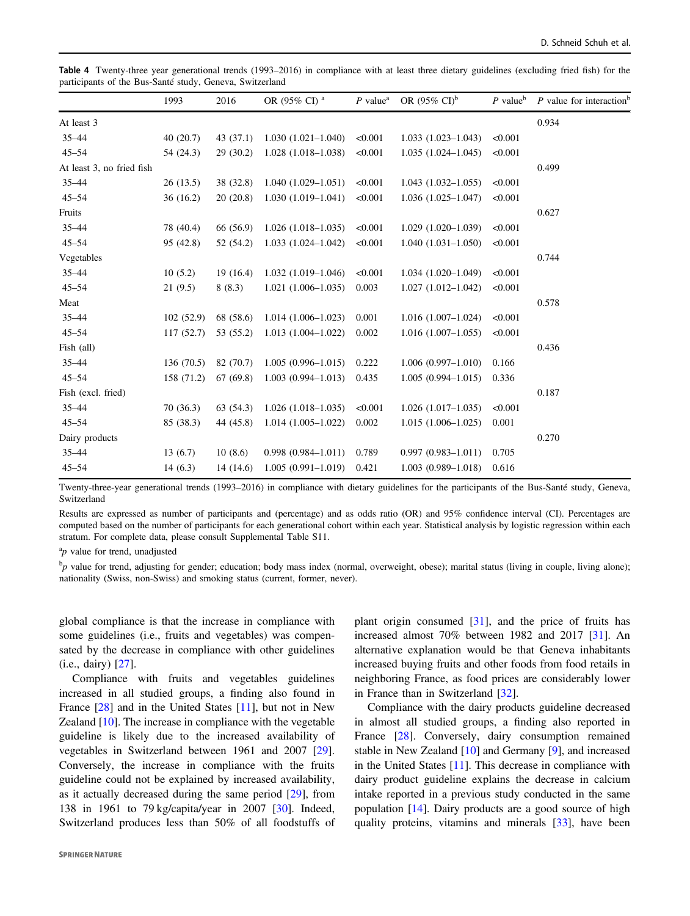**Table 4** Twenty-three year generational trends (1993–2016) in compliance with at least three dietary guidelines (excluding fried fish) for the participants of the Bus-Santé study, Geneva, Switzerland

| | 1993 | 2016 | OR (95% CI) [a] | *P* value[a] | OR (95% CI)[b] | *P* value[b] | *P* value for interaction[b] |
|---|---|---|---|---|---|---|---|
| At least 3 | | | | | | | 0.934 |
| 35–44 | 40 (20.7) | 43 (37.1) | 1.030 (1.021–1.040) | <0.001 | 1.033 (1.023–1.043) | <0.001 | |
| 45–54 | 54 (24.3) | 29 (30.2) | 1.028 (1.018–1.038) | <0.001 | 1.035 (1.024–1.045) | <0.001 | |
| At least 3, no fried fish | | | | | | | 0.499 |
| 35–44 | 26 (13.5) | 38 (32.8) | 1.040 (1.029–1.051) | <0.001 | 1.043 (1.032–1.055) | <0.001 | |
| 45–54 | 36 (16.2) | 20 (20.8) | 1.030 (1.019–1.041) | <0.001 | 1.036 (1.025–1.047) | <0.001 | |
| Fruits | | | | | | | 0.627 |
| 35–44 | 78 (40.4) | 66 (56.9) | 1.026 (1.018–1.035) | <0.001 | 1.029 (1.020–1.039) | <0.001 | |
| 45–54 | 95 (42.8) | 52 (54.2) | 1.033 (1.024–1.042) | <0.001 | 1.040 (1.031–1.050) | <0.001 | |
| Vegetables | | | | | | | 0.744 |
| 35–44 | 10 (5.2) | 19 (16.4) | 1.032 (1.019–1.046) | <0.001 | 1.034 (1.020–1.049) | <0.001 | |
| 45–54 | 21 (9.5) | 8 (8.3) | 1.021 (1.006–1.035) | 0.003 | 1.027 (1.012–1.042) | <0.001 | |
| Meat | | | | | | | 0.578 |
| 35–44 | 102 (52.9) | 68 (58.6) | 1.014 (1.006–1.023) | 0.001 | 1.016 (1.007–1.024) | <0.001 | |
| 45–54 | 117 (52.7) | 53 (55.2) | 1.013 (1.004–1.022) | 0.002 | 1.016 (1.007–1.055) | <0.001 | |
| Fish (all) | | | | | | | 0.436 |
| 35–44 | 136 (70.5) | 82 (70.7) | 1.005 (0.996–1.015) | 0.222 | 1.006 (0.997–1.010) | 0.166 | |
| 45–54 | 158 (71.2) | 67 (69.8) | 1.003 (0.994–1.013) | 0.435 | 1.005 (0.994–1.015) | 0.336 | |
| Fish (excl. fried) | | | | | | | 0.187 |
| 35–44 | 70 (36.3) | 63 (54.3) | 1.026 (1.018–1.035) | <0.001 | 1.026 (1.017–1.035) | <0.001 | |
| 45–54 | 85 (38.3) | 44 (45.8) | 1.014 (1.005–1.022) | 0.002 | 1.015 (1.006–1.025) | 0.001 | |
| Dairy products | | | | | | | 0.270 |
| 35–44 | 13 (6.7) | 10 (8.6) | 0.998 (0.984–1.011) | 0.789 | 0.997 (0.983–1.011) | 0.705 | |
| 45–54 | 14 (6.3) | 14 (14.6) | 1.005 (0.991–1.019) | 0.421 | 1.003 (0.989–1.018) | 0.616 | |

Twenty-three-year generational trends (1993–2016) in compliance with dietary guidelines for the participants of the Bus-Santé study, Geneva, Switzerland

Results are expressed as number of participants and (percentage) and as odds ratio (OR) and 95% confidence interval (CI). Percentages are computed based on the number of participants for each generational cohort within each year. Statistical analysis by logistic regression within each stratum. For complete data, please consult Supplemental Table S11.

[a]*p* value for trend, unadjusted

[b]*p* value for trend, adjusting for gender; education; body mass index (normal, overweight, obese); marital status (living in couple, living alone); nationality (Swiss, non-Swiss) and smoking status (current, former, never).

global compliance is that the increase in compliance with some guidelines (i.e., fruits and vegetables) was compensated by the decrease in compliance with other guidelines (i.e., dairy) [27].

Compliance with fruits and vegetables guidelines increased in all studied groups, a finding also found in France [28] and in the United States [11], but not in New Zealand [10]. The increase in compliance with the vegetable guideline is likely due to the increased availability of vegetables in Switzerland between 1961 and 2007 [29]. Conversely, the increase in compliance with the fruits guideline could not be explained by increased availability, as it actually decreased during the same period [29], from 138 in 1961 to 79 kg/capita/year in 2007 [30]. Indeed, Switzerland produces less than 50% of all foodstuffs of plant origin consumed [31], and the price of fruits has increased almost 70% between 1982 and 2017 [31]. An alternative explanation would be that Geneva inhabitants increased buying fruits and other foods from food retails in neighboring France, as food prices are considerably lower in France than in Switzerland [32].

Compliance with the dairy products guideline decreased in almost all studied groups, a finding also reported in France [28]. Conversely, dairy consumption remained stable in New Zealand [10] and Germany [9], and increased in the United States [11]. This decrease in compliance with dairy product guideline explains the decrease in calcium intake reported in a previous study conducted in the same population [14]. Dairy products are a good source of high quality proteins, vitamins and minerals [33], have been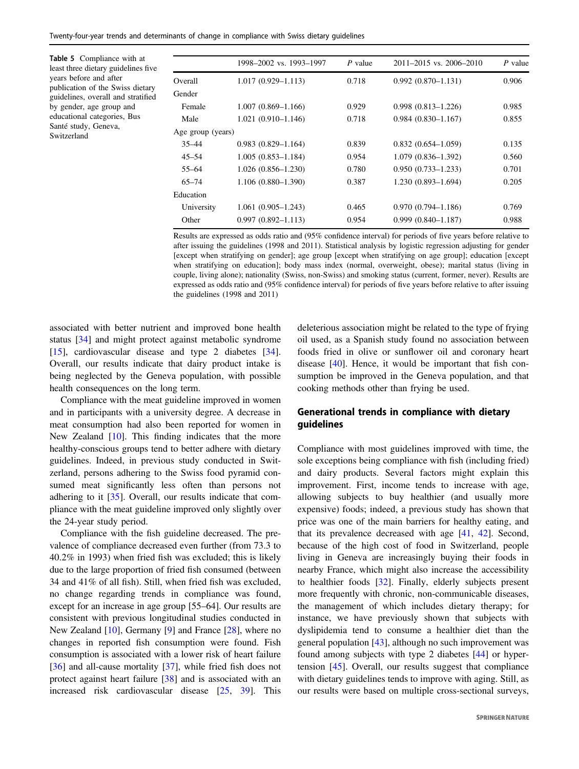**Table 5** Compliance with at least three dietary guidelines five years before and after publication of the Swiss dietary guidelines, overall and stratified by gender, age group and educational categories, Bus Santé study, Geneva, Switzerland

| | 1998–2002 vs. 1993–1997 | *P* value | 2011–2015 vs. 2006–2010 | *P* value |
|---|---|---|---|---|
| Overall | 1.017 (0.929–1.113) | 0.718 | 0.992 (0.870–1.131) | 0.906 |
| Gender | | | | |
| Female | 1.007 (0.869–1.166) | 0.929 | 0.998 (0.813–1.226) | 0.985 |
| Male | 1.021 (0.910–1.146) | 0.718 | 0.984 (0.830–1.167) | 0.855 |
| Age group (years) | | | | |
| 35–44 | 0.983 (0.829–1.164) | 0.839 | 0.832 (0.654–1.059) | 0.135 |
| 45–54 | 1.005 (0.853–1.184) | 0.954 | 1.079 (0.836–1.392) | 0.560 |
| 55–64 | 1.026 (0.856–1.230) | 0.780 | 0.950 (0.733–1.233) | 0.701 |
| 65–74 | 1.106 (0.880–1.390) | 0.387 | 1.230 (0.893–1.694) | 0.205 |
| Education | | | | |
| University | 1.061 (0.905–1.243) | 0.465 | 0.970 (0.794–1.186) | 0.769 |
| Other | 0.997 (0.892–1.113) | 0.954 | 0.999 (0.840–1.187) | 0.988 |

Results are expressed as odds ratio and (95% confidence interval) for periods of five years before relative to after issuing the guidelines (1998 and 2011). Statistical analysis by logistic regression adjusting for gender [except when stratifying on gender]; age group [except when stratifying on age group]; education [except when stratifying on education]; body mass index (normal, overweight, obese); marital status (living in couple, living alone); nationality (Swiss, non-Swiss) and smoking status (current, former, never). Results are expressed as odds ratio and (95% confidence interval) for periods of five years before relative to after issuing the guidelines (1998 and 2011)

associated with better nutrient and improved bone health status [34] and might protect against metabolic syndrome [15], cardiovascular disease and type 2 diabetes [34]. Overall, our results indicate that dairy product intake is being neglected by the Geneva population, with possible health consequences on the long term.

Compliance with the meat guideline improved in women and in participants with a university degree. A decrease in meat consumption had also been reported for women in New Zealand [10]. This finding indicates that the more healthy-conscious groups tend to better adhere with dietary guidelines. Indeed, in previous study conducted in Switzerland, persons adhering to the Swiss food pyramid consumed meat significantly less often than persons not adhering to it [35]. Overall, our results indicate that compliance with the meat guideline improved only slightly over the 24-year study period.

Compliance with the fish guideline decreased. The prevalence of compliance decreased even further (from 73.3 to 40.2% in 1993) when fried fish was excluded; this is likely due to the large proportion of fried fish consumed (between 34 and 41% of all fish). Still, when fried fish was excluded, no change regarding trends in compliance was found, except for an increase in age group [55–64]. Our results are consistent with previous longitudinal studies conducted in New Zealand [10], Germany [9] and France [28], where no changes in reported fish consumption were found. Fish consumption is associated with a lower risk of heart failure [36] and all-cause mortality [37], while fried fish does not protect against heart failure [38] and is associated with an increased risk cardiovascular disease [25, 39]. This deleterious association might be related to the type of frying oil used, as a Spanish study found no association between foods fried in olive or sunflower oil and coronary heart disease [40]. Hence, it would be important that fish consumption be improved in the Geneva population, and that cooking methods other than frying be used.

## Generational trends in compliance with dietary guidelines

Compliance with most guidelines improved with time, the sole exceptions being compliance with fish (including fried) and dairy products. Several factors might explain this improvement. First, income tends to increase with age, allowing subjects to buy healthier (and usually more expensive) foods; indeed, a previous study has shown that price was one of the main barriers for healthy eating, and that its prevalence decreased with age [41, 42]. Second, because of the high cost of food in Switzerland, people living in Geneva are increasingly buying their foods in nearby France, which might also increase the accessibility to healthier foods [32]. Finally, elderly subjects present more frequently with chronic, non-communicable diseases, the management of which includes dietary therapy; for instance, we have previously shown that subjects with dyslipidemia tend to consume a healthier diet than the general population [43], although no such improvement was found among subjects with type 2 diabetes [44] or hypertension [45]. Overall, our results suggest that compliance with dietary guidelines tends to improve with aging. Still, as our results were based on multiple cross-sectional surveys,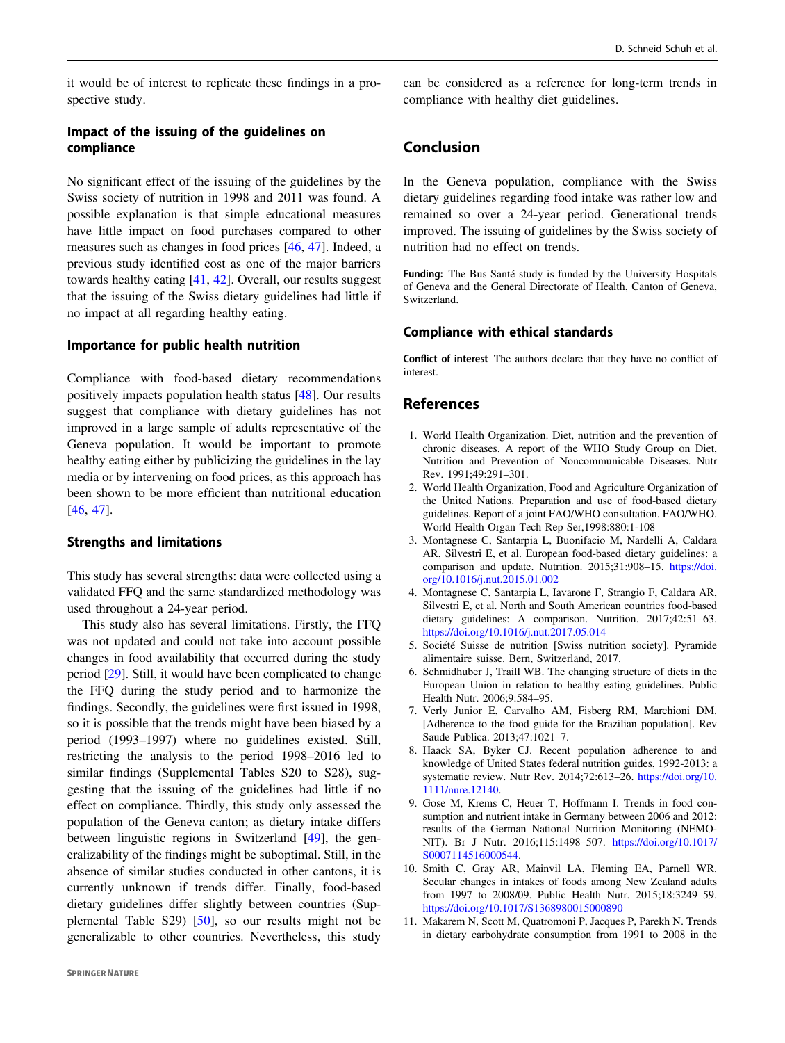it would be of interest to replicate these findings in a prospective study.

### Impact of the issuing of the guidelines on compliance

No significant effect of the issuing of the guidelines by the Swiss society of nutrition in 1998 and 2011 was found. A possible explanation is that simple educational measures have little impact on food purchases compared to other measures such as changes in food prices [46, 47]. Indeed, a previous study identified cost as one of the major barriers towards healthy eating [41, 42]. Overall, our results suggest that the issuing of the Swiss dietary guidelines had little if no impact at all regarding healthy eating.

### Importance for public health nutrition

Compliance with food-based dietary recommendations positively impacts population health status [48]. Our results suggest that compliance with dietary guidelines has not improved in a large sample of adults representative of the Geneva population. It would be important to promote healthy eating either by publicizing the guidelines in the lay media or by intervening on food prices, as this approach has been shown to be more efficient than nutritional education [46, 47].

### Strengths and limitations

This study has several strengths: data were collected using a validated FFQ and the same standardized methodology was used throughout a 24-year period.

This study also has several limitations. Firstly, the FFQ was not updated and could not take into account possible changes in food availability that occurred during the study period [29]. Still, it would have been complicated to change the FFQ during the study period and to harmonize the findings. Secondly, the guidelines were first issued in 1998, so it is possible that the trends might have been biased by a period (1993–1997) where no guidelines existed. Still, restricting the analysis to the period 1998–2016 led to similar findings (Supplemental Tables S20 to S28), suggesting that the issuing of the guidelines had little if no effect on compliance. Thirdly, this study only assessed the population of the Geneva canton; as dietary intake differs between linguistic regions in Switzerland [49], the generalizability of the findings might be suboptimal. Still, in the absence of similar studies conducted in other cantons, it is currently unknown if trends differ. Finally, food-based dietary guidelines differ slightly between countries (Supplemental Table S29) [50], so our results might not be generalizable to other countries. Nevertheless, this study can be considered as a reference for long-term trends in compliance with healthy diet guidelines.

## Conclusion

In the Geneva population, compliance with the Swiss dietary guidelines regarding food intake was rather low and remained so over a 24-year period. Generational trends improved. The issuing of guidelines by the Swiss society of nutrition had no effect on trends.

**Funding:** The Bus Santé study is funded by the University Hospitals of Geneva and the General Directorate of Health, Canton of Geneva, Switzerland.

### Compliance with ethical standards

**Conflict of interest** The authors declare that they have no conflict of interest.

## References

1. World Health Organization. Diet, nutrition and the prevention of chronic diseases. A report of the WHO Study Group on Diet, Nutrition and Prevention of Noncommunicable Diseases. Nutr Rev. 1991;49:291–301.
2. World Health Organization, Food and Agriculture Organization of the United Nations. Preparation and use of food-based dietary guidelines. Report of a joint FAO/WHO consultation. FAO/WHO. World Health Organ Tech Rep Ser,1998:880:1-108
3. Montagnese C, Santarpia L, Buonifacio M, Nardelli A, Caldara AR, Silvestri E, et al. European food-based dietary guidelines: a comparison and update. Nutrition. 2015;31:908–15. https://doi.org/10.1016/j.nut.2015.01.002
4. Montagnese C, Santarpia L, Iavarone F, Strangio F, Caldara AR, Silvestri E, et al. North and South American countries food-based dietary guidelines: A comparison. Nutrition. 2017;42:51–63. https://doi.org/10.1016/j.nut.2017.05.014
5. Société Suisse de nutrition [Swiss nutrition society]. Pyramide alimentaire suisse. Bern, Switzerland, 2017.
6. Schmidhuber J, Traill WB. The changing structure of diets in the European Union in relation to healthy eating guidelines. Public Health Nutr. 2006;9:584–95.
7. Verly Junior E, Carvalho AM, Fisberg RM, Marchioni DM. [Adherence to the food guide for the Brazilian population]. Rev Saude Publica. 2013;47:1021–7.
8. Haack SA, Byker CJ. Recent population adherence to and knowledge of United States federal nutrition guides, 1992-2013: a systematic review. Nutr Rev. 2014;72:613–26. https://doi.org/10.1111/nure.12140.
9. Gose M, Krems C, Heuer T, Hoffmann I. Trends in food consumption and nutrient intake in Germany between 2006 and 2012: results of the German National Nutrition Monitoring (NEMONIT). Br J Nutr. 2016;115:1498–507. https://doi.org/10.1017/S0007114516000544.
10. Smith C, Gray AR, Mainvil LA, Fleming EA, Parnell WR. Secular changes in intakes of foods among New Zealand adults from 1997 to 2008/09. Public Health Nutr. 2015;18:3249–59. https://doi.org/10.1017/S1368980015000890
11. Makarem N, Scott M, Quatromoni P, Jacques P, Parekh N. Trends in dietary carbohydrate consumption from 1991 to 2008 in the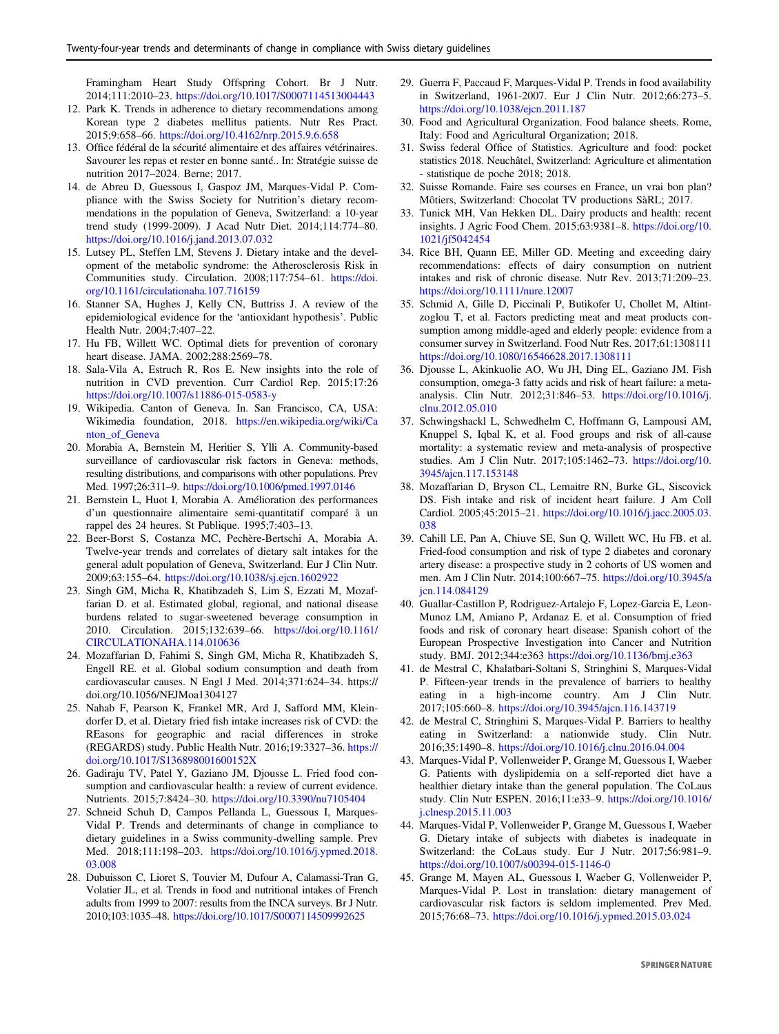Framingham Heart Study Offspring Cohort. Br J Nutr. 2014;111:2010–23. https://doi.org/10.1017/S0007114513004443

12. Park K. Trends in adherence to dietary recommendations among Korean type 2 diabetes mellitus patients. Nutr Res Pract. 2015;9:658–66. https://doi.org/10.4162/nrp.2015.9.6.658
13. Office fédéral de la sécurité alimentaire et des affaires vétérinaires. Savourer les repas et rester en bonne santé.. In: Stratégie suisse de nutrition 2017–2024. Berne; 2017.
14. de Abreu D, Guessous I, Gaspoz JM, Marques-Vidal P. Compliance with the Swiss Society for Nutrition's dietary recommendations in the population of Geneva, Switzerland: a 10-year trend study (1999-2009). J Acad Nutr Diet. 2014;114:774–80. https://doi.org/10.1016/j.jand.2013.07.032
15. Lutsey PL, Steffen LM, Stevens J. Dietary intake and the development of the metabolic syndrome: the Atherosclerosis Risk in Communities study. Circulation. 2008;117:754–61. https://doi.org/10.1161/circulationaha.107.716159
16. Stanner SA, Hughes J, Kelly CN, Buttriss J. A review of the epidemiological evidence for the 'antioxidant hypothesis'. Public Health Nutr. 2004;7:407–22.
17. Hu FB, Willett WC. Optimal diets for prevention of coronary heart disease. JAMA. 2002;288:2569–78.
18. Sala-Vila A, Estruch R, Ros E. New insights into the role of nutrition in CVD prevention. Curr Cardiol Rep. 2015;17:26 https://doi.org/10.1007/s11886-015-0583-y
19. Wikipedia. Canton of Geneva. In. San Francisco, CA, USA: Wikimedia foundation, 2018. https://en.wikipedia.org/wiki/Canton_of_Geneva
20. Morabia A, Bernstein M, Heritier S, Ylli A. Community-based surveillance of cardiovascular risk factors in Geneva: methods, resulting distributions, and comparisons with other populations. Prev Med. 1997;26:311–9. https://doi.org/10.1006/pmed.1997.0146
21. Bernstein L, Huot I, Morabia A. Amélioration des performances d'un questionnaire alimentaire semi-quantitatif comparé à un rappel des 24 heures. St Publique. 1995;7:403–13.
22. Beer-Borst S, Costanza MC, Pechère-Bertschi A, Morabia A. Twelve-year trends and correlates of dietary salt intakes for the general adult population of Geneva, Switzerland. Eur J Clin Nutr. 2009;63:155–64. https://doi.org/10.1038/sj.ejcn.1602922
23. Singh GM, Micha R, Khatibzadeh S, Lim S, Ezzati M, Mozaffarian D. et al. Estimated global, regional, and national disease burdens related to sugar-sweetened beverage consumption in 2010. Circulation. 2015;132:639–66. https://doi.org/10.1161/CIRCULATIONAHA.114.010636
24. Mozaffarian D, Fahimi S, Singh GM, Micha R, Khatibzadeh S, Engell RE. et al. Global sodium consumption and death from cardiovascular causes. N Engl J Med. 2014;371:624–34. https://doi.org/10.1056/NEJMoa1304127
25. Nahab F, Pearson K, Frankel MR, Ard J, Safford MM, Kleindorfer D, et al. Dietary fried fish intake increases risk of CVD: the REasons for geographic and racial differences in stroke (REGARDS) study. Public Health Nutr. 2016;19:3327–36. https://doi.org/10.1017/S136898001600152X
26. Gadiraju TV, Patel Y, Gaziano JM, Djousse L. Fried food consumption and cardiovascular health: a review of current evidence. Nutrients. 2015;7:8424–30. https://doi.org/10.3390/nu7105404
27. Schneid Schuh D, Campos Pellanda L, Guessous I, Marques-Vidal P. Trends and determinants of change in compliance to dietary guidelines in a Swiss community-dwelling sample. Prev Med. 2018;111:198–203. https://doi.org/10.1016/j.ypmed.2018.03.008
28. Dubuisson C, Lioret S, Touvier M, Dufour A, Calamassi-Tran G, Volatier JL, et al. Trends in food and nutritional intakes of French adults from 1999 to 2007: results from the INCA surveys. Br J Nutr. 2010;103:1035–48. https://doi.org/10.1017/S0007114509992625
29. Guerra F, Paccaud F, Marques-Vidal P. Trends in food availability in Switzerland, 1961-2007. Eur J Clin Nutr. 2012;66:273–5. https://doi.org/10.1038/ejcn.2011.187
30. Food and Agricultural Organization. Food balance sheets. Rome, Italy: Food and Agricultural Organization; 2018.
31. Swiss federal Office of Statistics. Agriculture and food: pocket statistics 2018. Neuchâtel, Switzerland: Agriculture et alimentation - statistique de poche 2018; 2018.
32. Suisse Romande. Faire ses courses en France, un vrai bon plan? Môtiers, Switzerland: Chocolat TV productions SàRL; 2017.
33. Tunick MH, Van Hekken DL. Dairy products and health: recent insights. J Agric Food Chem. 2015;63:9381–8. https://doi.org/10.1021/jf5042454
34. Rice BH, Quann EE, Miller GD. Meeting and exceeding dairy recommendations: effects of dairy consumption on nutrient intakes and risk of chronic disease. Nutr Rev. 2013;71:209–23. https://doi.org/10.1111/nure.12007
35. Schmid A, Gille D, Piccinali P, Butikofer U, Chollet M, Altintzoglou T, et al. Factors predicting meat and meat products consumption among middle-aged and elderly people: evidence from a consumer survey in Switzerland. Food Nutr Res. 2017;61:1308111 https://doi.org/10.1080/16546628.2017.1308111
36. Djousse L, Akinkuolie AO, Wu JH, Ding EL, Gaziano JM. Fish consumption, omega-3 fatty acids and risk of heart failure: a meta-analysis. Clin Nutr. 2012;31:846–53. https://doi.org/10.1016/j.clnu.2012.05.010
37. Schwingshackl L, Schwedhelm C, Hoffmann G, Lampousi AM, Knuppel S, Iqbal K, et al. Food groups and risk of all-cause mortality: a systematic review and meta-analysis of prospective studies. Am J Clin Nutr. 2017;105:1462–73. https://doi.org/10.3945/ajcn.117.153148
38. Mozaffarian D, Bryson CL, Lemaitre RN, Burke GL, Siscovick DS. Fish intake and risk of incident heart failure. J Am Coll Cardiol. 2005;45:2015–21. https://doi.org/10.1016/j.jacc.2005.03.038
39. Cahill LE, Pan A, Chiuve SE, Sun Q, Willett WC, Hu FB. et al. Fried-food consumption and risk of type 2 diabetes and coronary artery disease: a prospective study in 2 cohorts of US women and men. Am J Clin Nutr. 2014;100:667–75. https://doi.org/10.3945/ajcn.114.084129
40. Guallar-Castillon P, Rodriguez-Artalejo F, Lopez-Garcia E, Leon-Munoz LM, Amiano P, Ardanaz E. et al. Consumption of fried foods and risk of coronary heart disease: Spanish cohort of the European Prospective Investigation into Cancer and Nutrition study. BMJ. 2012;344:e363 https://doi.org/10.1136/bmj.e363
41. de Mestral C, Khalatbari-Soltani S, Stringhini S, Marques-Vidal P. Fifteen-year trends in the prevalence of barriers to healthy eating in a high-income country. Am J Clin Nutr. 2017;105:660–8. https://doi.org/10.3945/ajcn.116.143719
42. de Mestral C, Stringhini S, Marques-Vidal P. Barriers to healthy eating in Switzerland: a nationwide study. Clin Nutr. 2016;35:1490–8. https://doi.org/10.1016/j.clnu.2016.04.004
43. Marques-Vidal P, Vollenweider P, Grange M, Guessous I, Waeber G. Patients with dyslipidemia on a self-reported diet have a healthier dietary intake than the general population. The CoLaus study. Clin Nutr ESPEN. 2016;11:e33–9. https://doi.org/10.1016/j.clnesp.2015.11.003
44. Marques-Vidal P, Vollenweider P, Grange M, Guessous I, Waeber G. Dietary intake of subjects with diabetes is inadequate in Switzerland: the CoLaus study. Eur J Nutr. 2017;56:981–9. https://doi.org/10.1007/s00394-015-1146-0
45. Grange M, Mayen AL, Guessous I, Waeber G, Vollenweider P, Marques-Vidal P. Lost in translation: dietary management of cardiovascular risk factors is seldom implemented. Prev Med. 2015;76:68–73. https://doi.org/10.1016/j.ypmed.2015.03.024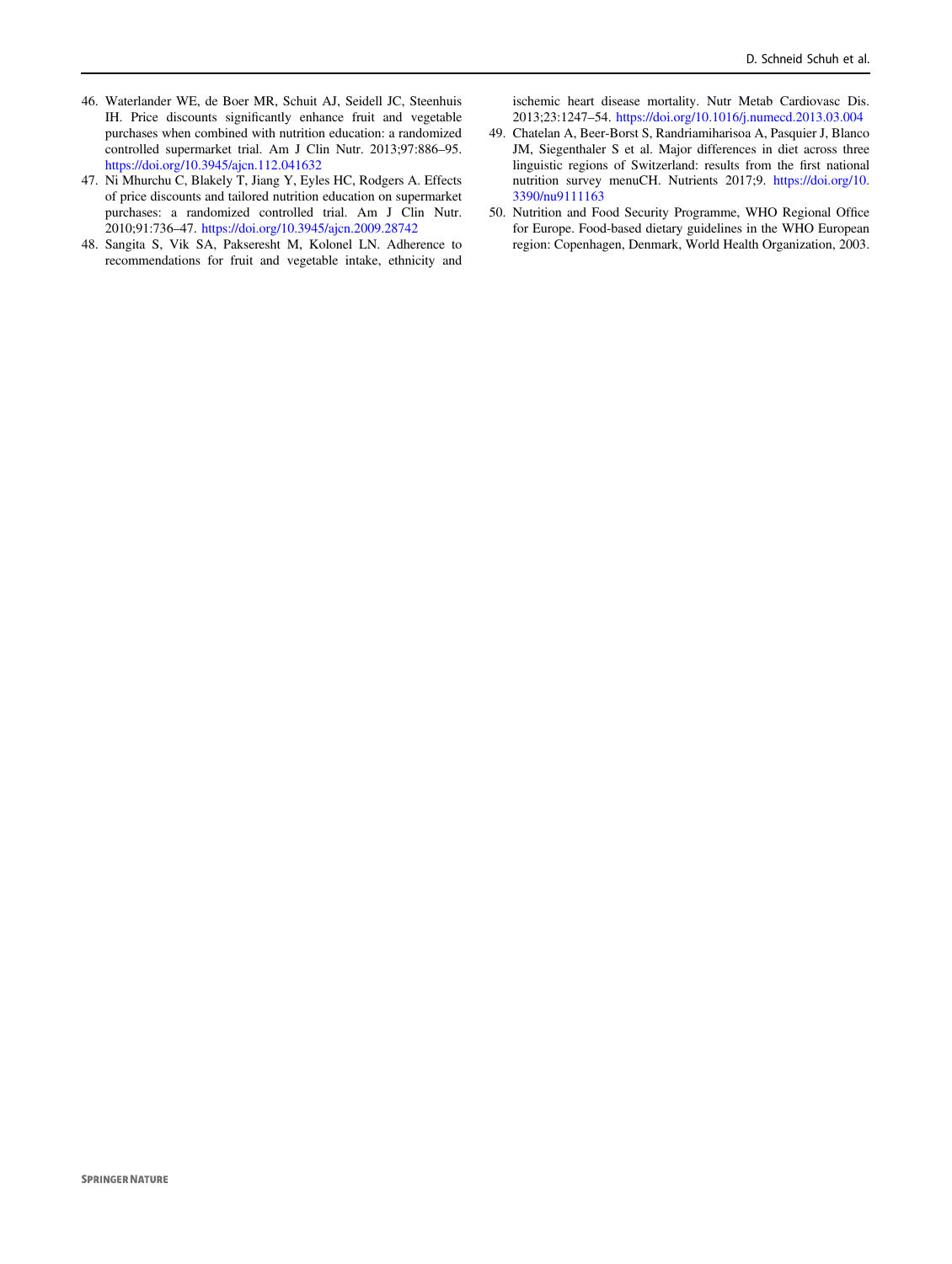46. Waterlander WE, de Boer MR, Schuit AJ, Seidell JC, Steenhuis IH. Price discounts significantly enhance fruit and vegetable purchases when combined with nutrition education: a randomized controlled supermarket trial. Am J Clin Nutr. 2013;97:886–95. https://doi.org/10.3945/ajcn.112.041632
47. Ni Mhurchu C, Blakely T, Jiang Y, Eyles HC, Rodgers A. Effects of price discounts and tailored nutrition education on supermarket purchases: a randomized controlled trial. Am J Clin Nutr. 2010;91:736–47. https://doi.org/10.3945/ajcn.2009.28742
48. Sangita S, Vik SA, Pakseresht M, Kolonel LN. Adherence to recommendations for fruit and vegetable intake, ethnicity and ischemic heart disease mortality. Nutr Metab Cardiovasc Dis. 2013;23:1247–54. https://doi.org/10.1016/j.numecd.2013.03.004
49. Chatelan A, Beer-Borst S, Randriamiharisoa A, Pasquier J, Blanco JM, Siegenthaler S et al. Major differences in diet across three linguistic regions of Switzerland: results from the first national nutrition survey menuCH. Nutrients 2017;9. https://doi.org/10.3390/nu9111163
50. Nutrition and Food Security Programme, WHO Regional Office for Europe. Food-based dietary guidelines in the WHO European region: Copenhagen, Denmark, World Health Organization, 2003.